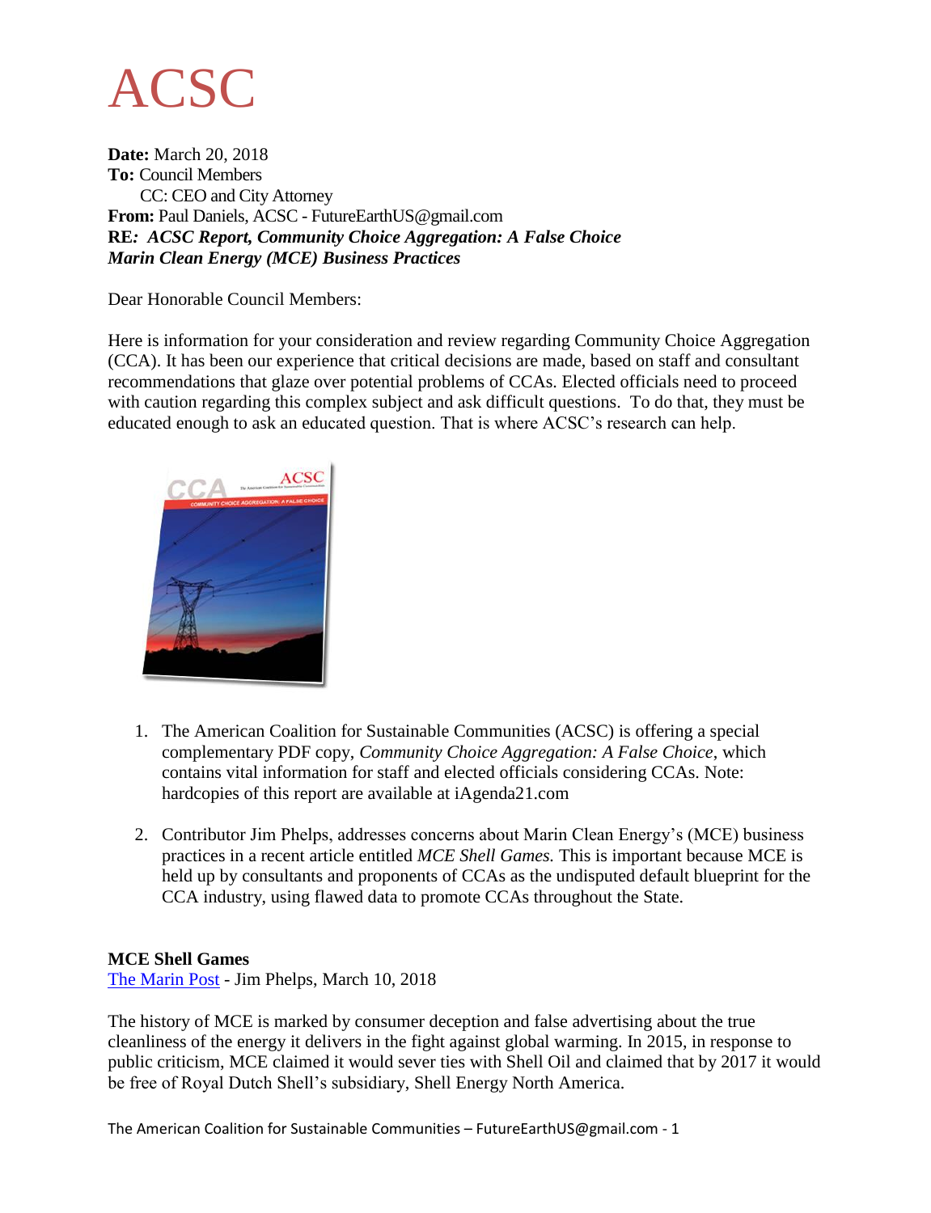# ACSC

**Date:** March 20, 2018
**To:** Council Members
CC: CEO and City Attorney
**From:** Paul Daniels, ACSC - FutureEarthUS@gmail.com
**RE:** ***ACSC Report, Community Choice Aggregation: A False Choice***
***Marin Clean Energy (MCE) Business Practices***

Dear Honorable Council Members:

Here is information for your consideration and review regarding Community Choice Aggregation (CCA). It has been our experience that critical decisions are made, based on staff and consultant recommendations that glaze over potential problems of CCAs. Elected officials need to proceed with caution regarding this complex subject and ask difficult questions. To do that, they must be educated enough to ask an educated question. That is where ACSC's research can help.

1. The American Coalition for Sustainable Communities (ACSC) is offering a special complementary PDF copy, *Community Choice Aggregation: A False Choice*, which contains vital information for staff and elected officials considering CCAs. Note: hardcopies of this report are available at iAgenda21.com

2. Contributor Jim Phelps, addresses concerns about Marin Clean Energy's (MCE) business practices in a recent article entitled *MCE Shell Games.* This is important because MCE is held up by consultants and proponents of CCAs as the undisputed default blueprint for the CCA industry, using flawed data to promote CCAs throughout the State.

**MCE Shell Games**
The Marin Post - Jim Phelps, March 10, 2018

The history of MCE is marked by consumer deception and false advertising about the true cleanliness of the energy it delivers in the fight against global warming. In 2015, in response to public criticism, MCE claimed it would sever ties with Shell Oil and claimed that by 2017 it would be free of Royal Dutch Shell's subsidiary, Shell Energy North America.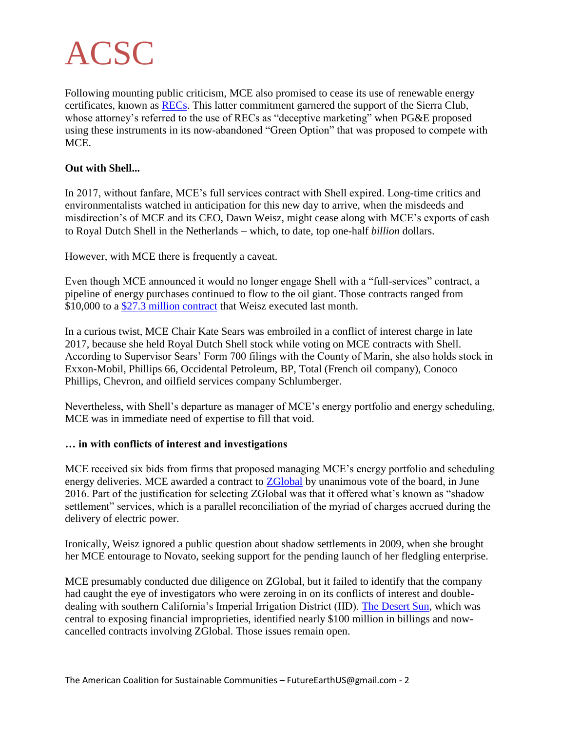Following mounting public criticism, MCE also promised to cease its use of renewable energy certificates, known as RECs. This latter commitment garnered the support of the Sierra Club, whose attorney's referred to the use of RECs as "deceptive marketing" when PG&E proposed using these instruments in its now-abandoned "Green Option" that was proposed to compete with MCE.

**Out with Shell...**

In 2017, without fanfare, MCE's full services contract with Shell expired. Long-time critics and environmentalists watched in anticipation for this new day to arrive, when the misdeeds and misdirection's of MCE and its CEO, Dawn Weisz, might cease along with MCE's exports of cash to Royal Dutch Shell in the Netherlands – which, to date, top one-half *billion* dollars.

However, with MCE there is frequently a caveat.

Even though MCE announced it would no longer engage Shell with a "full-services" contract, a pipeline of energy purchases continued to flow to the oil giant. Those contracts ranged from $10,000 to a $27.3 million contract that Weisz executed last month.

In a curious twist, MCE Chair Kate Sears was embroiled in a conflict of interest charge in late 2017, because she held Royal Dutch Shell stock while voting on MCE contracts with Shell. According to Supervisor Sears' Form 700 filings with the County of Marin, she also holds stock in Exxon-Mobil, Phillips 66, Occidental Petroleum, BP, Total (French oil company), Conoco Phillips, Chevron, and oilfield services company Schlumberger.

Nevertheless, with Shell's departure as manager of MCE's energy portfolio and energy scheduling, MCE was in immediate need of expertise to fill that void.

**… in with conflicts of interest and investigations**

MCE received six bids from firms that proposed managing MCE's energy portfolio and scheduling energy deliveries. MCE awarded a contract to ZGlobal by unanimous vote of the board, in June 2016. Part of the justification for selecting ZGlobal was that it offered what's known as "shadow settlement" services, which is a parallel reconciliation of the myriad of charges accrued during the delivery of electric power.

Ironically, Weisz ignored a public question about shadow settlements in 2009, when she brought her MCE entourage to Novato, seeking support for the pending launch of her fledgling enterprise.

MCE presumably conducted due diligence on ZGlobal, but it failed to identify that the company had caught the eye of investigators who were zeroing in on its conflicts of interest and double-dealing with southern California's Imperial Irrigation District (IID). The Desert Sun, which was central to exposing financial improprieties, identified nearly $100 million in billings and now-cancelled contracts involving ZGlobal. Those issues remain open.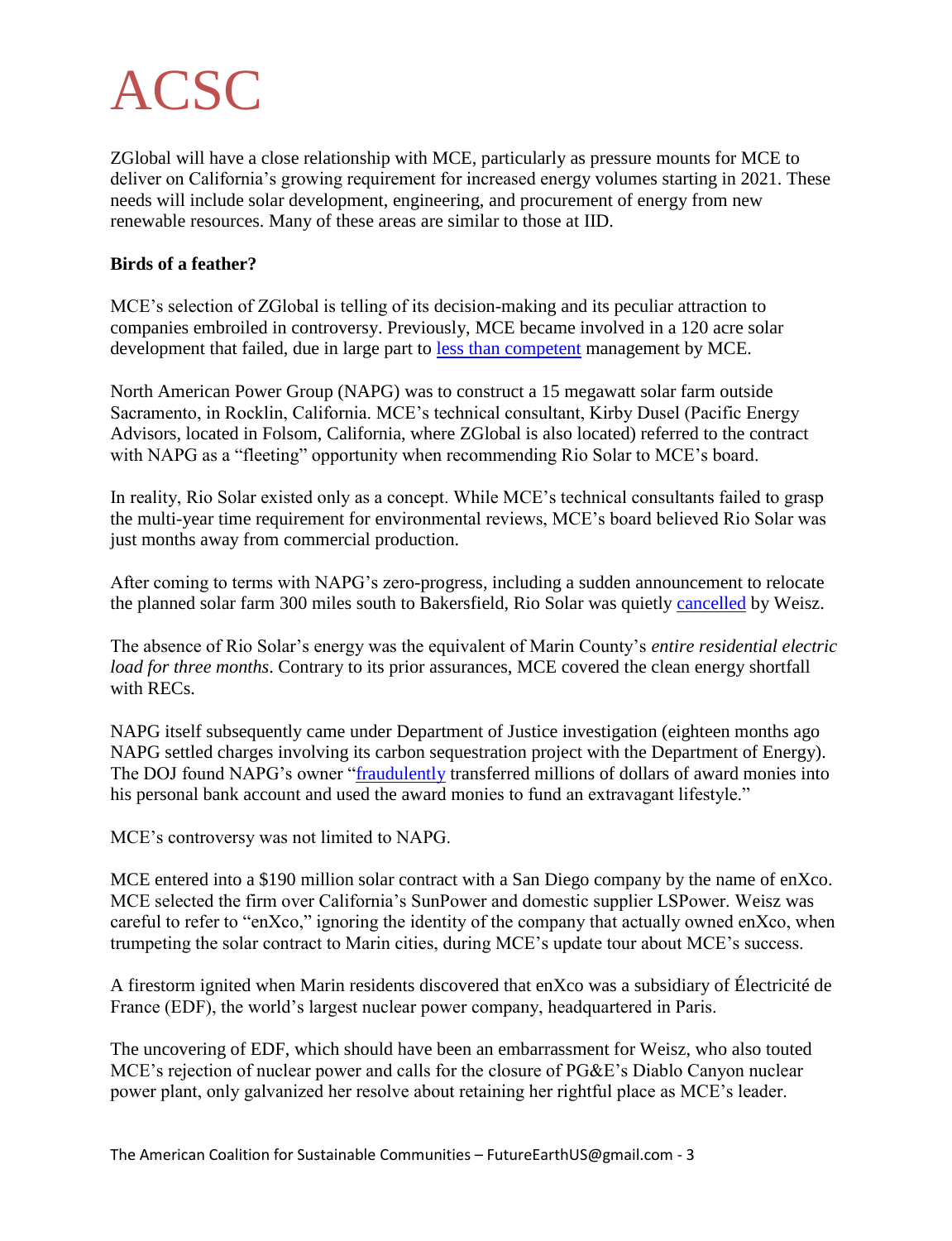# ACSC

ZGlobal will have a close relationship with MCE, particularly as pressure mounts for MCE to deliver on California's growing requirement for increased energy volumes starting in 2021. These needs will include solar development, engineering, and procurement of energy from new renewable resources. Many of these areas are similar to those at IID.

**Birds of a feather?**

MCE's selection of ZGlobal is telling of its decision-making and its peculiar attraction to companies embroiled in controversy. Previously, MCE became involved in a 120 acre solar development that failed, due in large part to less than competent management by MCE.

North American Power Group (NAPG) was to construct a 15 megawatt solar farm outside Sacramento, in Rocklin, California. MCE's technical consultant, Kirby Dusel (Pacific Energy Advisors, located in Folsom, California, where ZGlobal is also located) referred to the contract with NAPG as a "fleeting" opportunity when recommending Rio Solar to MCE's board.

In reality, Rio Solar existed only as a concept. While MCE's technical consultants failed to grasp the multi-year time requirement for environmental reviews, MCE's board believed Rio Solar was just months away from commercial production.

After coming to terms with NAPG's zero-progress, including a sudden announcement to relocate the planned solar farm 300 miles south to Bakersfield, Rio Solar was quietly cancelled by Weisz.

The absence of Rio Solar's energy was the equivalent of Marin County's *entire residential electric load for three months*. Contrary to its prior assurances, MCE covered the clean energy shortfall with RECs.

NAPG itself subsequently came under Department of Justice investigation (eighteen months ago NAPG settled charges involving its carbon sequestration project with the Department of Energy). The DOJ found NAPG's owner "fraudulently transferred millions of dollars of award monies into his personal bank account and used the award monies to fund an extravagant lifestyle."

MCE's controversy was not limited to NAPG.

MCE entered into a $190 million solar contract with a San Diego company by the name of enXco. MCE selected the firm over California's SunPower and domestic supplier LSPower. Weisz was careful to refer to "enXco," ignoring the identity of the company that actually owned enXco, when trumpeting the solar contract to Marin cities, during MCE's update tour about MCE's success.

A firestorm ignited when Marin residents discovered that enXco was a subsidiary of Électricité de France (EDF), the world's largest nuclear power company, headquartered in Paris.

The uncovering of EDF, which should have been an embarrassment for Weisz, who also touted MCE's rejection of nuclear power and calls for the closure of PG&E's Diablo Canyon nuclear power plant, only galvanized her resolve about retaining her rightful place as MCE's leader.

The American Coalition for Sustainable Communities – FutureEarthUS@gmail.com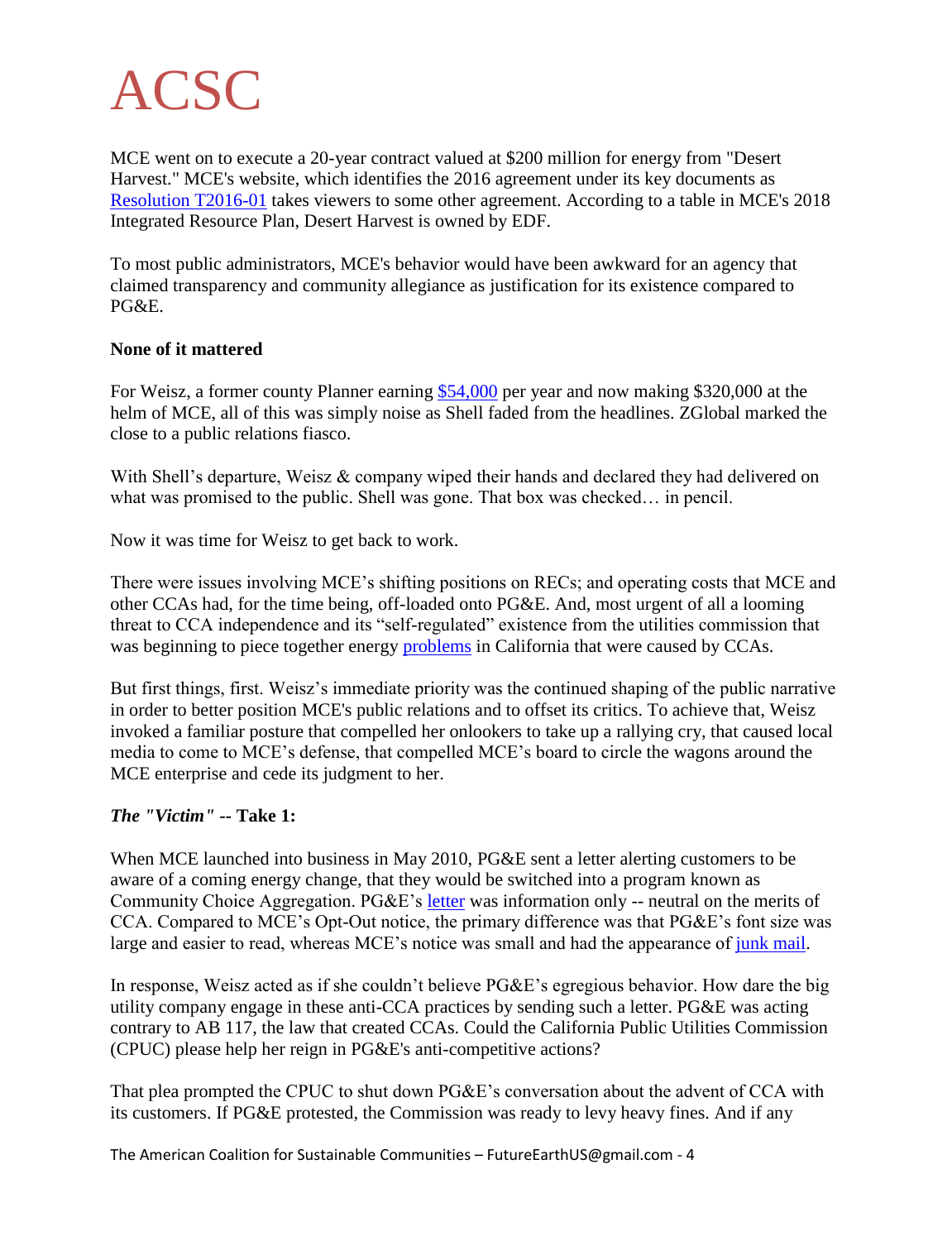ACSC

MCE went on to execute a 20-year contract valued at $200 million for energy from "Desert Harvest." MCE's website, which identifies the 2016 agreement under its key documents as [Resolution T2016-01] takes viewers to some other agreement. According to a table in MCE's 2018 Integrated Resource Plan, Desert Harvest is owned by EDF.

To most public administrators, MCE's behavior would have been awkward for an agency that claimed transparency and community allegiance as justification for its existence compared to PG&E.

**None of it mattered**

For Weisz, a former county Planner earning [$54,000] per year and now making $320,000 at the helm of MCE, all of this was simply noise as Shell faded from the headlines. ZGlobal marked the close to a public relations fiasco.

With Shell's departure, Weisz & company wiped their hands and declared they had delivered on what was promised to the public. Shell was gone. That box was checked… in pencil.

Now it was time for Weisz to get back to work.

There were issues involving MCE's shifting positions on RECs; and operating costs that MCE and other CCAs had, for the time being, off-loaded onto PG&E. And, most urgent of all a looming threat to CCA independence and its "self-regulated" existence from the utilities commission that was beginning to piece together energy [problems] in California that were caused by CCAs.

But first things, first. Weisz's immediate priority was the continued shaping of the public narrative in order to better position MCE's public relations and to offset its critics. To achieve that, Weisz invoked a familiar posture that compelled her onlookers to take up a rallying cry, that caused local media to come to MCE's defense, that compelled MCE's board to circle the wagons around the MCE enterprise and cede its judgment to her.

***The "Victim"* -- Take 1:**

When MCE launched into business in May 2010, PG&E sent a letter alerting customers to be aware of a coming energy change, that they would be switched into a program known as Community Choice Aggregation. PG&E's [letter] was information only -- neutral on the merits of CCA. Compared to MCE's Opt-Out notice, the primary difference was that PG&E's font size was large and easier to read, whereas MCE's notice was small and had the appearance of [junk mail].

In response, Weisz acted as if she couldn't believe PG&E's egregious behavior. How dare the big utility company engage in these anti-CCA practices by sending such a letter. PG&E was acting contrary to AB 117, the law that created CCAs. Could the California Public Utilities Commission (CPUC) please help her reign in PG&E's anti-competitive actions?

That plea prompted the CPUC to shut down PG&E's conversation about the advent of CCA with its customers. If PG&E protested, the Commission was ready to levy heavy fines. And if any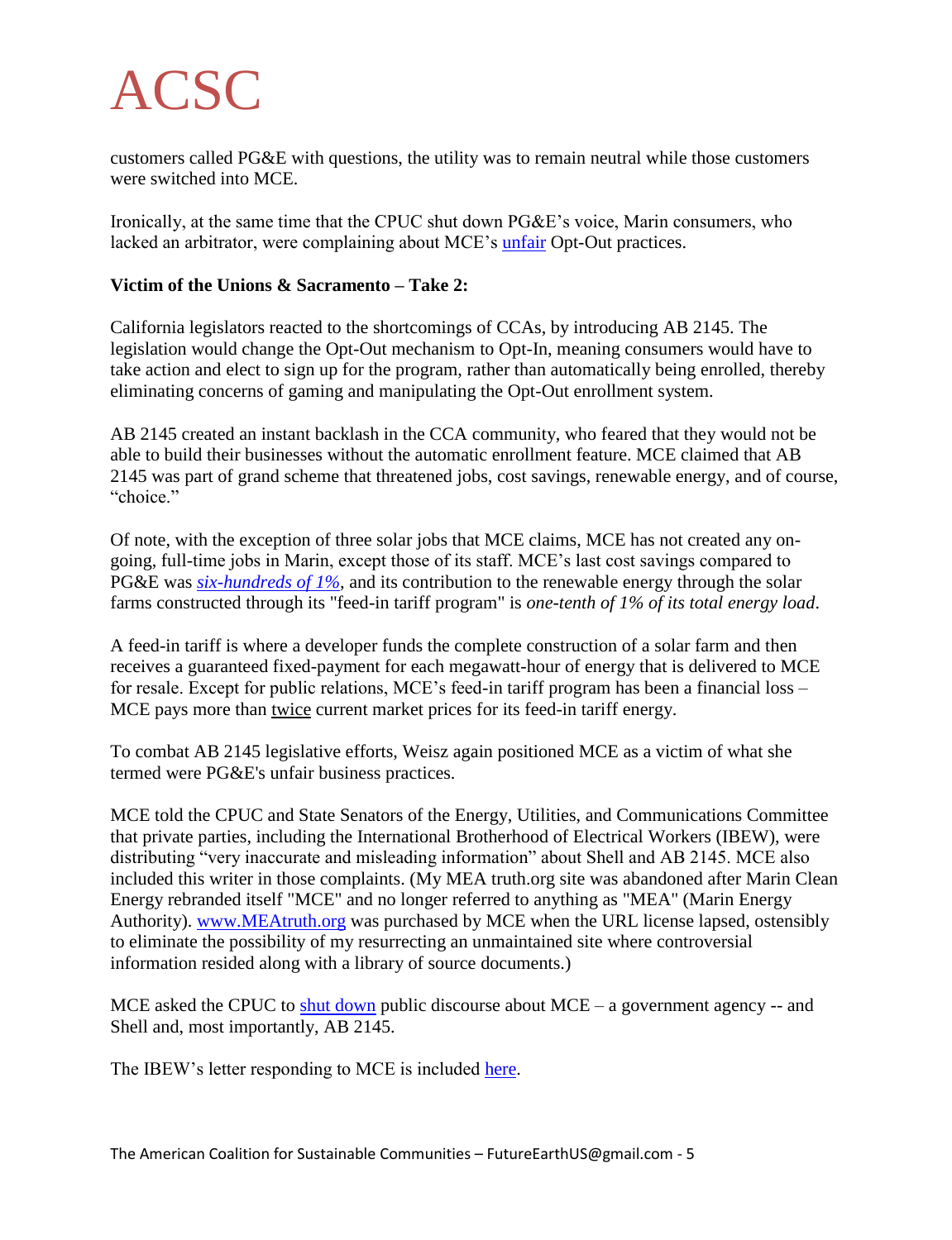customers called PG&E with questions, the utility was to remain neutral while those customers were switched into MCE.

Ironically, at the same time that the CPUC shut down PG&E's voice, Marin consumers, who lacked an arbitrator, were complaining about MCE's unfair Opt-Out practices.

**Victim of the Unions & Sacramento – Take 2:**

California legislators reacted to the shortcomings of CCAs, by introducing AB 2145. The legislation would change the Opt-Out mechanism to Opt-In, meaning consumers would have to take action and elect to sign up for the program, rather than automatically being enrolled, thereby eliminating concerns of gaming and manipulating the Opt-Out enrollment system.

AB 2145 created an instant backlash in the CCA community, who feared that they would not be able to build their businesses without the automatic enrollment feature. MCE claimed that AB 2145 was part of grand scheme that threatened jobs, cost savings, renewable energy, and of course, "choice."

Of note, with the exception of three solar jobs that MCE claims, MCE has not created any on-going, full-time jobs in Marin, except those of its staff. MCE's last cost savings compared to PG&E was *six-hundreds of 1%*, and its contribution to the renewable energy through the solar farms constructed through its "feed-in tariff program" is *one-tenth of 1% of its total energy load*.

A feed-in tariff is where a developer funds the complete construction of a solar farm and then receives a guaranteed fixed-payment for each megawatt-hour of energy that is delivered to MCE for resale. Except for public relations, MCE's feed-in tariff program has been a financial loss – MCE pays more than twice current market prices for its feed-in tariff energy.

To combat AB 2145 legislative efforts, Weisz again positioned MCE as a victim of what she termed were PG&E's unfair business practices.

MCE told the CPUC and State Senators of the Energy, Utilities, and Communications Committee that private parties, including the International Brotherhood of Electrical Workers (IBEW), were distributing "very inaccurate and misleading information" about Shell and AB 2145. MCE also included this writer in those complaints. (My MEA truth.org site was abandoned after Marin Clean Energy rebranded itself "MCE" and no longer referred to anything as "MEA" (Marin Energy Authority). www.MEAtruth.org was purchased by MCE when the URL license lapsed, ostensibly to eliminate the possibility of my resurrecting an unmaintained site where controversial information resided along with a library of source documents.)

MCE asked the CPUC to shut down public discourse about MCE – a government agency -- and Shell and, most importantly, AB 2145.

The IBEW's letter responding to MCE is included here.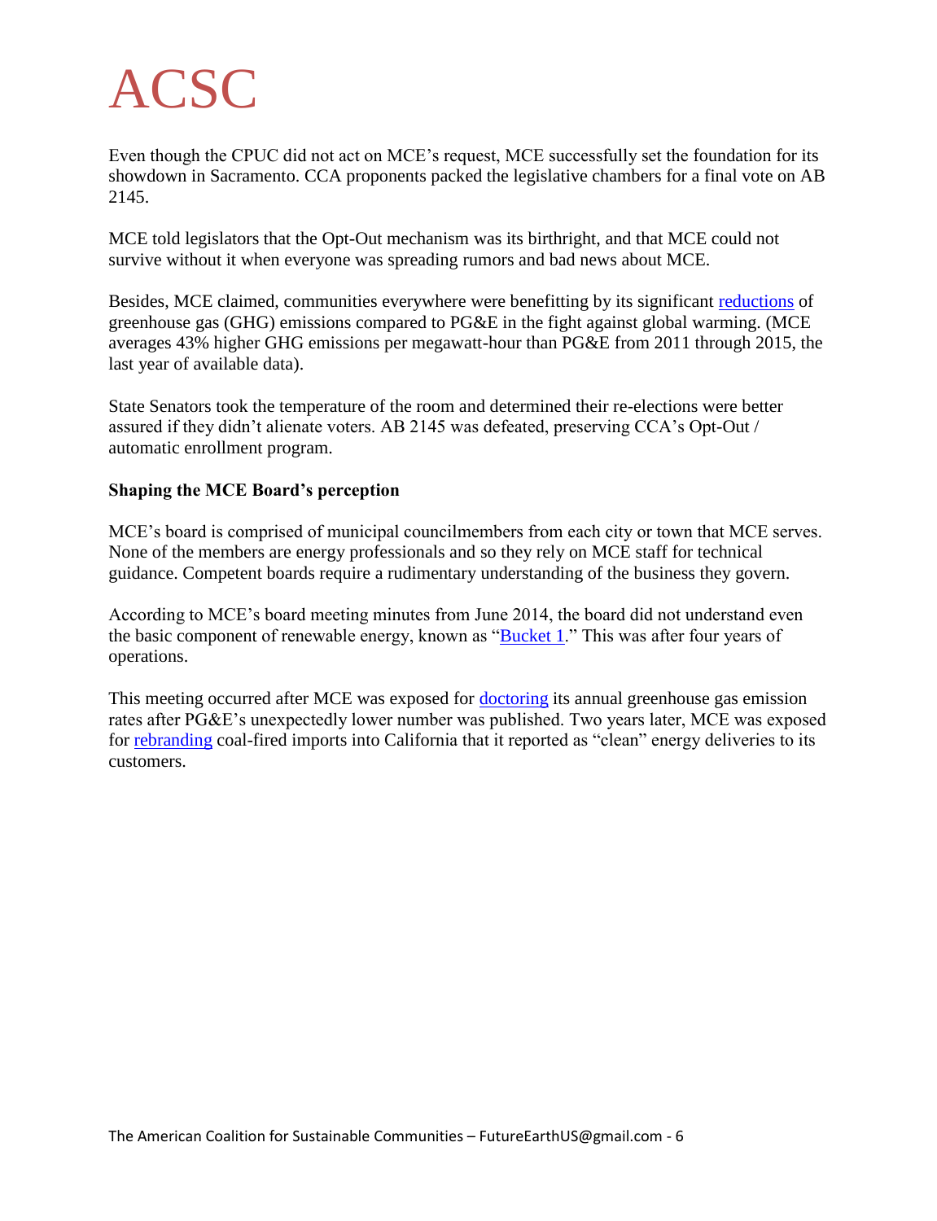Even though the CPUC did not act on MCE's request, MCE successfully set the foundation for its showdown in Sacramento. CCA proponents packed the legislative chambers for a final vote on AB 2145.

MCE told legislators that the Opt-Out mechanism was its birthright, and that MCE could not survive without it when everyone was spreading rumors and bad news about MCE.

Besides, MCE claimed, communities everywhere were benefitting by its significant reductions of greenhouse gas (GHG) emissions compared to PG&E in the fight against global warming. (MCE averages 43% higher GHG emissions per megawatt-hour than PG&E from 2011 through 2015, the last year of available data).

State Senators took the temperature of the room and determined their re-elections were better assured if they didn't alienate voters. AB 2145 was defeated, preserving CCA's Opt-Out / automatic enrollment program.

**Shaping the MCE Board's perception**

MCE's board is comprised of municipal councilmembers from each city or town that MCE serves. None of the members are energy professionals and so they rely on MCE staff for technical guidance. Competent boards require a rudimentary understanding of the business they govern.

According to MCE's board meeting minutes from June 2014, the board did not understand even the basic component of renewable energy, known as "Bucket 1." This was after four years of operations.

This meeting occurred after MCE was exposed for doctoring its annual greenhouse gas emission rates after PG&E's unexpectedly lower number was published. Two years later, MCE was exposed for rebranding coal-fired imports into California that it reported as "clean" energy deliveries to its customers.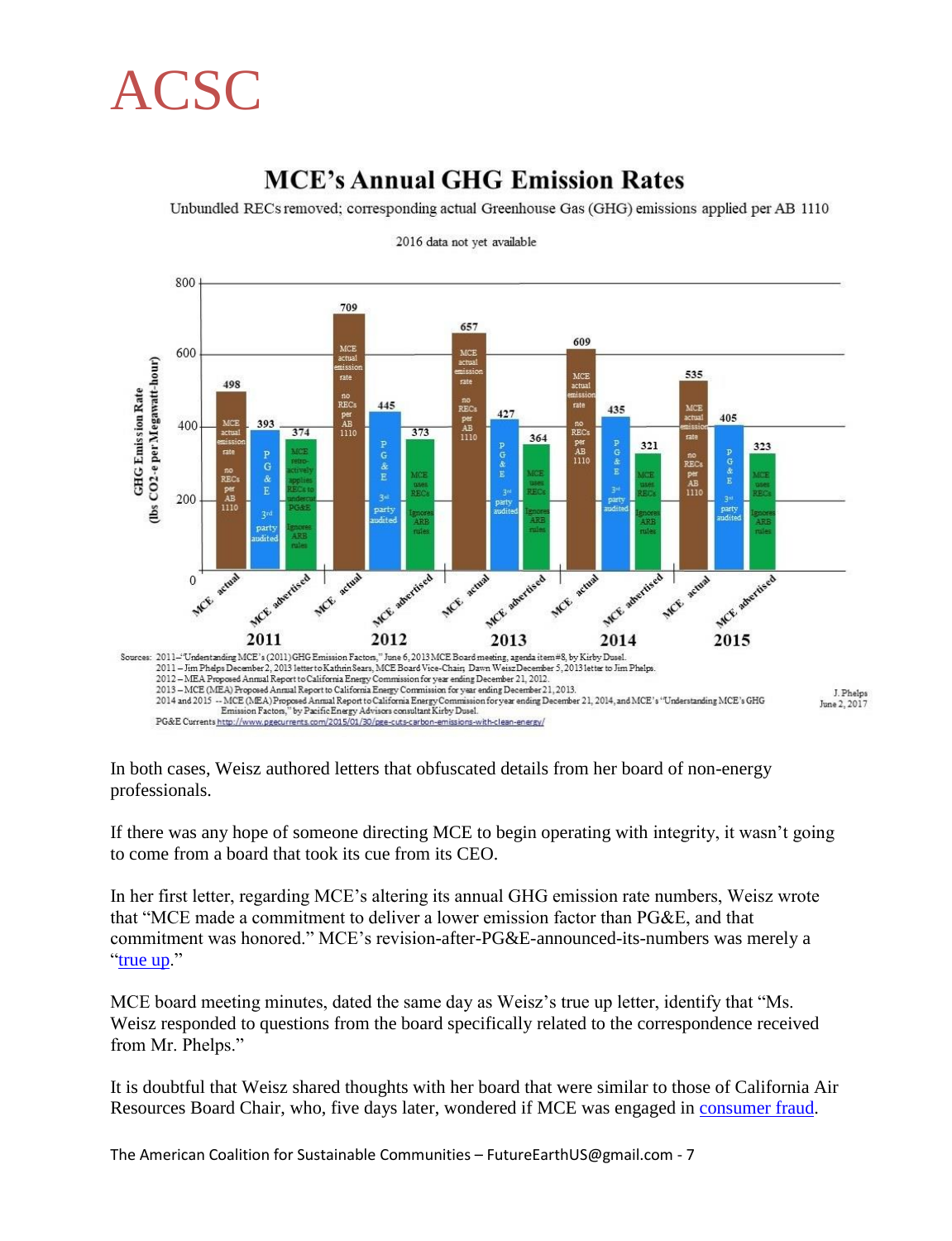## MCE's Annual GHG Emission Rates

Unbundled RECs removed; corresponding actual Greenhouse Gas (GHG) emissions applied per AB 1110

2016 data not yet available

GHG Emission Rate (lbs CO2-e per Megawatt-hour)

| Year | MCE actual (MCE actual emission rate, no RECs per AB 1110) | PG&E (3rd party audited) | MCE advertised |
|---|---|---|---|
| 2011 | 498 | 393 | 374 (MCE retro-actively applies RECs to undercut PG&E; Ignores ARB rules) |
| 2012 | 709 | 445 | 373 (MCE uses RECs; Ignores ARB rules) |
| 2013 | 657 | 427 | 364 (MCE uses RECs; Ignores ARB rules) |
| 2014 | 609 | 435 | 321 (MCE uses RECs; Ignores ARB rules) |
| 2015 | 535 | 405 | 323 (MCE uses RECs; Ignores ARB rules) |

Sources: 2011–"Understanding MCE's (2011) GHG Emission Factors," June 6, 2013 MCE Board meeting, agenda item #8, by Kirby Dusel.
2011 – Jim Phelps December 2, 2013 letter to Kathrin Sears, MCE Board Vice-Chair; Dawn Weisz December 5, 2013 letter to Jim Phelps.
2012 – MEA Proposed Annual Report to California Energy Commission for year ending December 21, 2012.
2013 – MCE (MEA) Proposed Annual Report to California Energy Commission for year ending December 21, 2013.
2014 and 2015 -- MCE (MEA) Proposed Annual Report to California Energy Commission for year ending December 21, 2014, and MCE's "Understanding MCE's GHG Emission Factors," by Pacific Energy Advisors consultant Kirby Dusel.
PG&E Currents http://www.pgecurrents.com/2015/01/30/pge-cuts-carbon-emissions-with-clean-energy/

J. Phelps
June 2, 2017

In both cases, Weisz authored letters that obfuscated details from her board of non-energy professionals.

If there was any hope of someone directing MCE to begin operating with integrity, it wasn't going to come from a board that took its cue from its CEO.

In her first letter, regarding MCE's altering its annual GHG emission rate numbers, Weisz wrote that "MCE made a commitment to deliver a lower emission factor than PG&E, and that commitment was honored." MCE's revision-after-PG&E-announced-its-numbers was merely a "true up."

MCE board meeting minutes, dated the same day as Weisz's true up letter, identify that "Ms. Weisz responded to questions from the board specifically related to the correspondence received from Mr. Phelps."

It is doubtful that Weisz shared thoughts with her board that were similar to those of California Air Resources Board Chair, who, five days later, wondered if MCE was engaged in consumer fraud.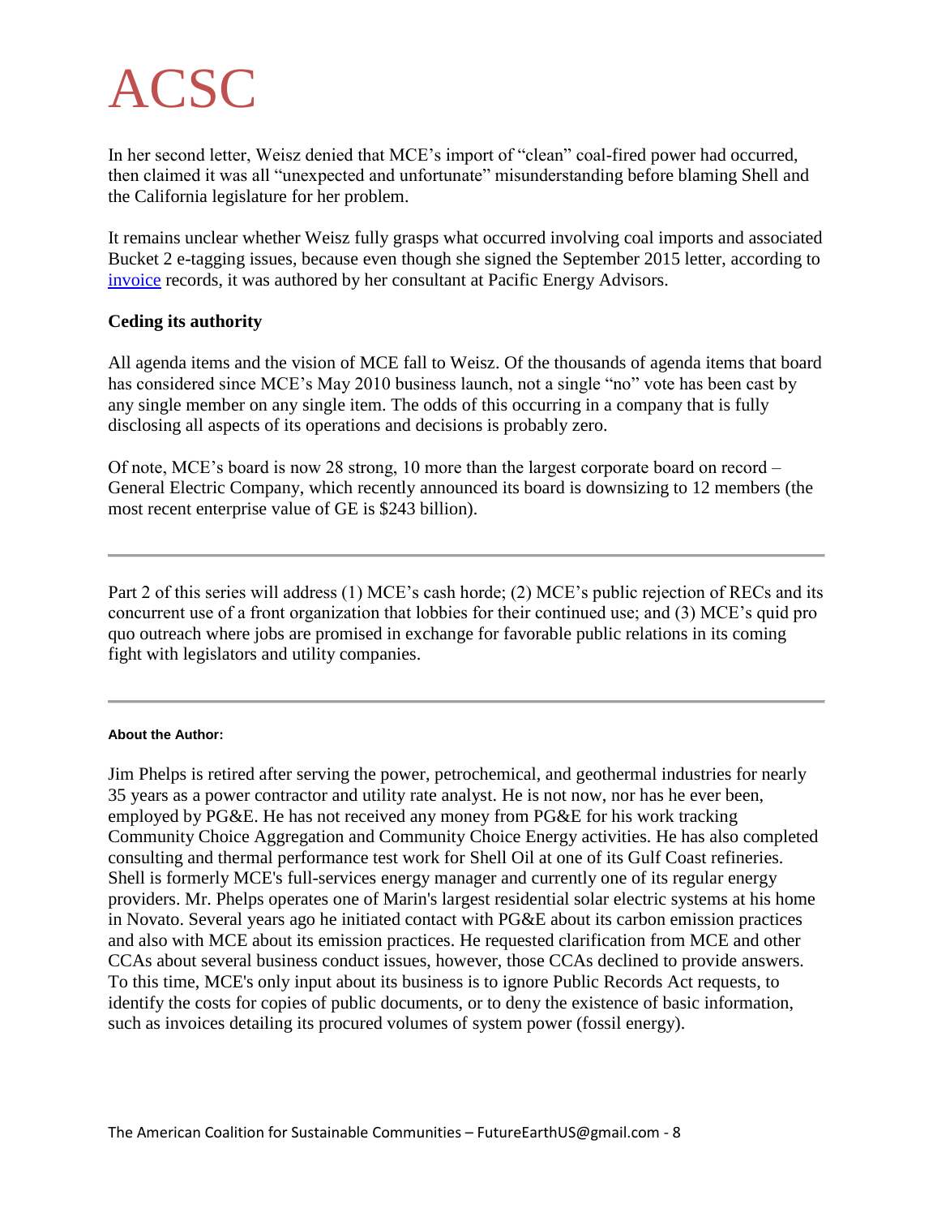# ACSC

In her second letter, Weisz denied that MCE's import of "clean" coal-fired power had occurred, then claimed it was all "unexpected and unfortunate" misunderstanding before blaming Shell and the California legislature for her problem.

It remains unclear whether Weisz fully grasps what occurred involving coal imports and associated Bucket 2 e-tagging issues, because even though she signed the September 2015 letter, according to invoice records, it was authored by her consultant at Pacific Energy Advisors.

**Ceding its authority**

All agenda items and the vision of MCE fall to Weisz. Of the thousands of agenda items that board has considered since MCE's May 2010 business launch, not a single "no" vote has been cast by any single member on any single item. The odds of this occurring in a company that is fully disclosing all aspects of its operations and decisions is probably zero.

Of note, MCE's board is now 28 strong, 10 more than the largest corporate board on record – General Electric Company, which recently announced its board is downsizing to 12 members (the most recent enterprise value of GE is $243 billion).

---

Part 2 of this series will address (1) MCE's cash horde; (2) MCE's public rejection of RECs and its concurrent use of a front organization that lobbies for their continued use; and (3) MCE's quid pro quo outreach where jobs are promised in exchange for favorable public relations in its coming fight with legislators and utility companies.

---

**About the Author:**

Jim Phelps is retired after serving the power, petrochemical, and geothermal industries for nearly 35 years as a power contractor and utility rate analyst. He is not now, nor has he ever been, employed by PG&E. He has not received any money from PG&E for his work tracking Community Choice Aggregation and Community Choice Energy activities. He has also completed consulting and thermal performance test work for Shell Oil at one of its Gulf Coast refineries. Shell is formerly MCE's full-services energy manager and currently one of its regular energy providers. Mr. Phelps operates one of Marin's largest residential solar electric systems at his home in Novato. Several years ago he initiated contact with PG&E about its carbon emission practices and also with MCE about its emission practices. He requested clarification from MCE and other CCAs about several business conduct issues, however, those CCAs declined to provide answers. To this time, MCE's only input about its business is to ignore Public Records Act requests, to identify the costs for copies of public documents, or to deny the existence of basic information, such as invoices detailing its procured volumes of system power (fossil energy).